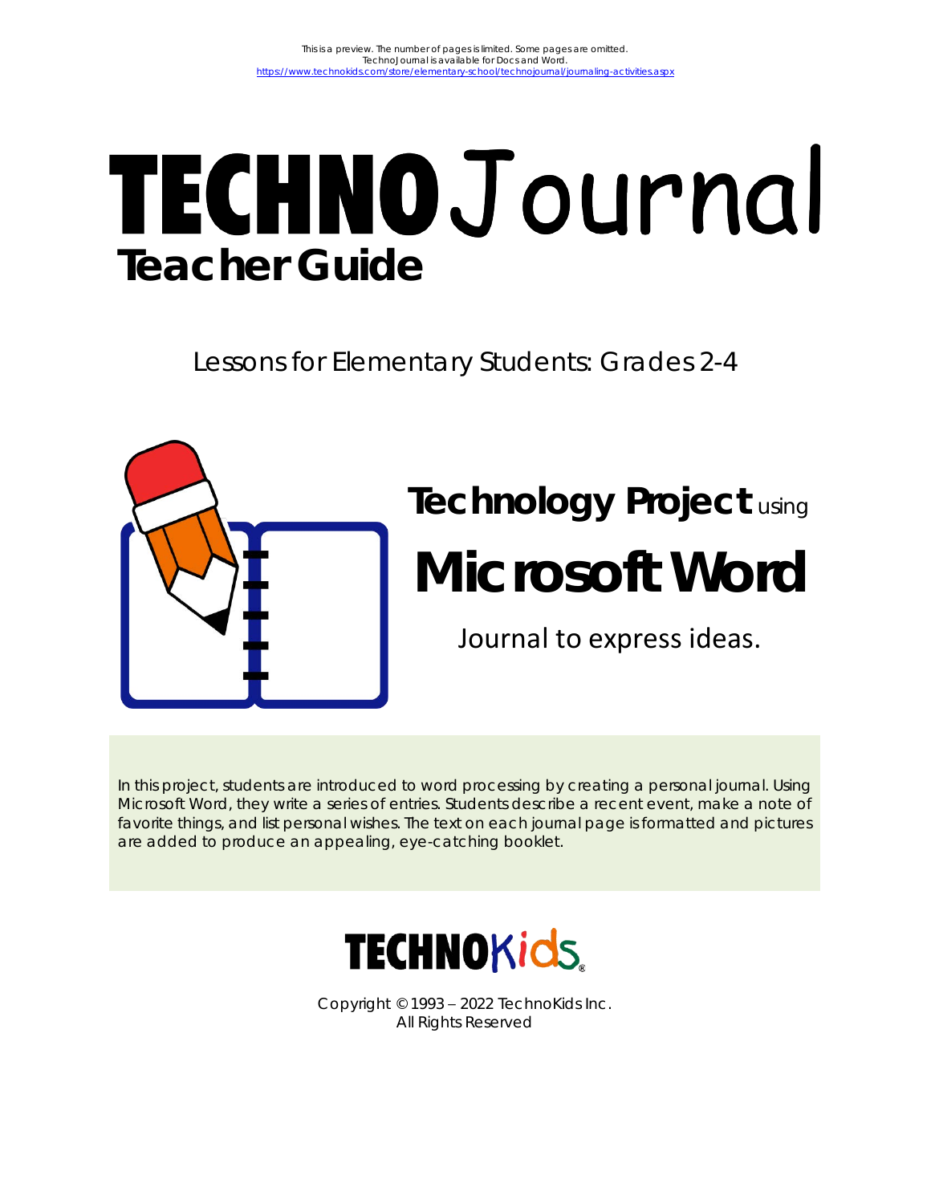This is a preview. The number of pages is limited. Some pages are omitted.
TechnoJournal is available for Docs and Word.
https://www.technokids.com/store/elementary-school/technojournal/journaling-activities.aspx

# TECHNO Journal

## Teacher Guide

Lessons for Elementary Students: Grades 2-4

## Technology Project using

# Microsoft Word

Journal to express ideas.

In this project, students are introduced to word processing by creating a personal journal. Using Microsoft Word, they write a series of entries. Students describe a recent event, make a note of favorite things, and list personal wishes. The text on each journal page is formatted and pictures are added to produce an appealing, eye-catching booklet.

TECHNOKids®

Copyright © 1993 – 2022 TechnoKids Inc.
All Rights Reserved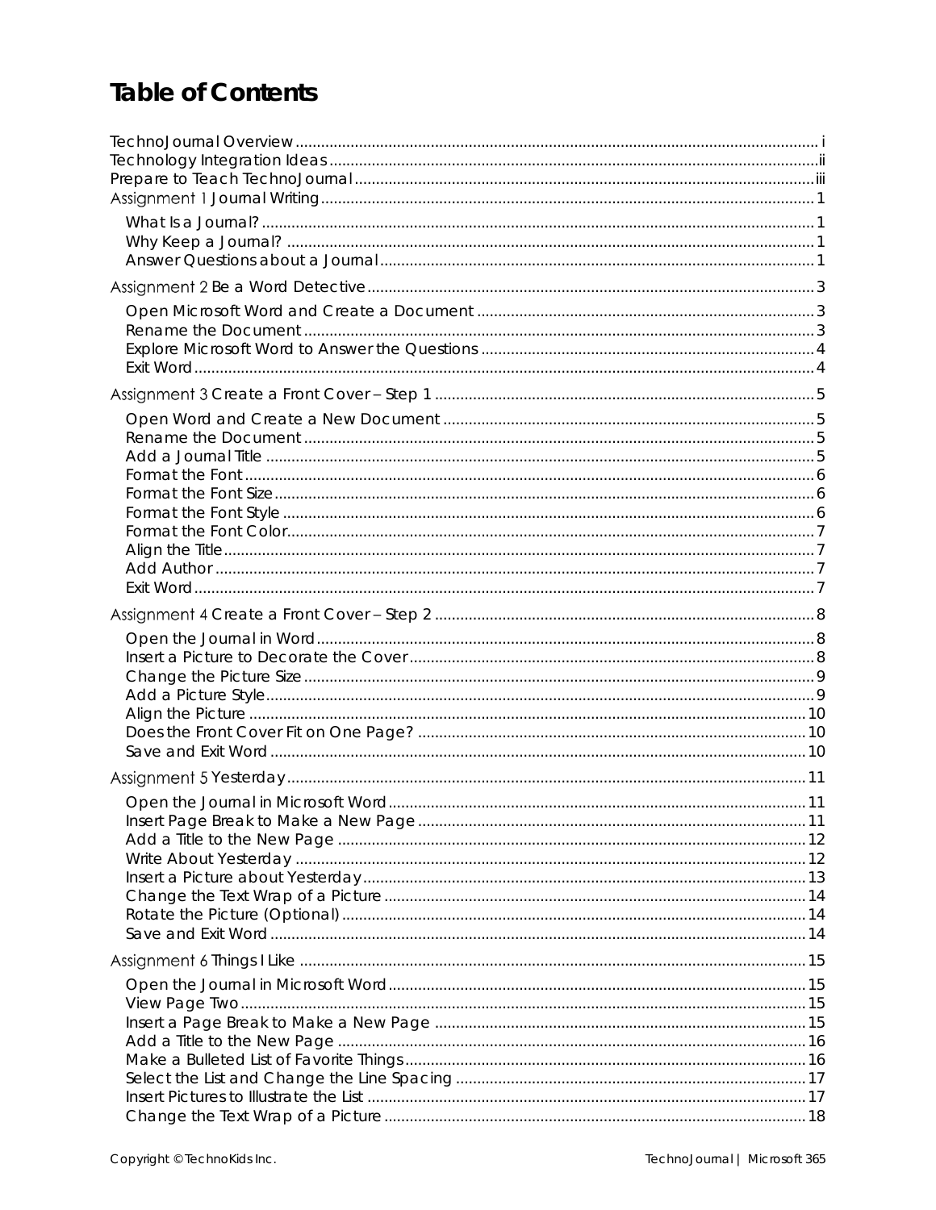# Table of Contents

TechnoJournal Overview ........ i
Technology Integration Ideas ........ ii
Prepare to Teach TechnoJournal ........ iii
Assignment 1 Journal Writing ........ 1
- What Is a Journal? ........ 1
- Why Keep a Journal? ........ 1
- Answer Questions about a Journal ........ 1

Assignment 2 Be a Word Detective ........ 3
- Open Microsoft Word and Create a Document ........ 3
- Rename the Document ........ 3
- Explore Microsoft Word to Answer the Questions ........ 4
- Exit Word ........ 4

Assignment 3 Create a Front Cover – Step 1 ........ 5
- Open Word and Create a New Document ........ 5
- Rename the Document ........ 5
- Add a Journal Title ........ 5
- Format the Font ........ 6
- Format the Font Size ........ 6
- Format the Font Style ........ 6
- Format the Font Color ........ 7
- Align the Title ........ 7
- Add Author ........ 7
- Exit Word ........ 7

Assignment 4 Create a Front Cover – Step 2 ........ 8
- Open the Journal in Word ........ 8
- Insert a Picture to Decorate the Cover ........ 8
- Change the Picture Size ........ 9
- Add a Picture Style ........ 9
- Align the Picture ........ 10
- Does the Front Cover Fit on One Page? ........ 10
- Save and Exit Word ........ 10

Assignment 5 Yesterday ........ 11
- Open the Journal in Microsoft Word ........ 11
- Insert Page Break to Make a New Page ........ 11
- Add a Title to the New Page ........ 12
- Write About Yesterday ........ 12
- Insert a Picture about Yesterday ........ 13
- Change the Text Wrap of a Picture ........ 14
- Rotate the Picture (Optional) ........ 14
- Save and Exit Word ........ 14

Assignment 6 Things I Like ........ 15
- Open the Journal in Microsoft Word ........ 15
- View Page Two ........ 15
- Insert a Page Break to Make a New Page ........ 15
- Add a Title to the New Page ........ 16
- Make a Bulleted List of Favorite Things ........ 16
- Select the List and Change the Line Spacing ........ 17
- Insert Pictures to Illustrate the List ........ 17
- Change the Text Wrap of a Picture ........ 18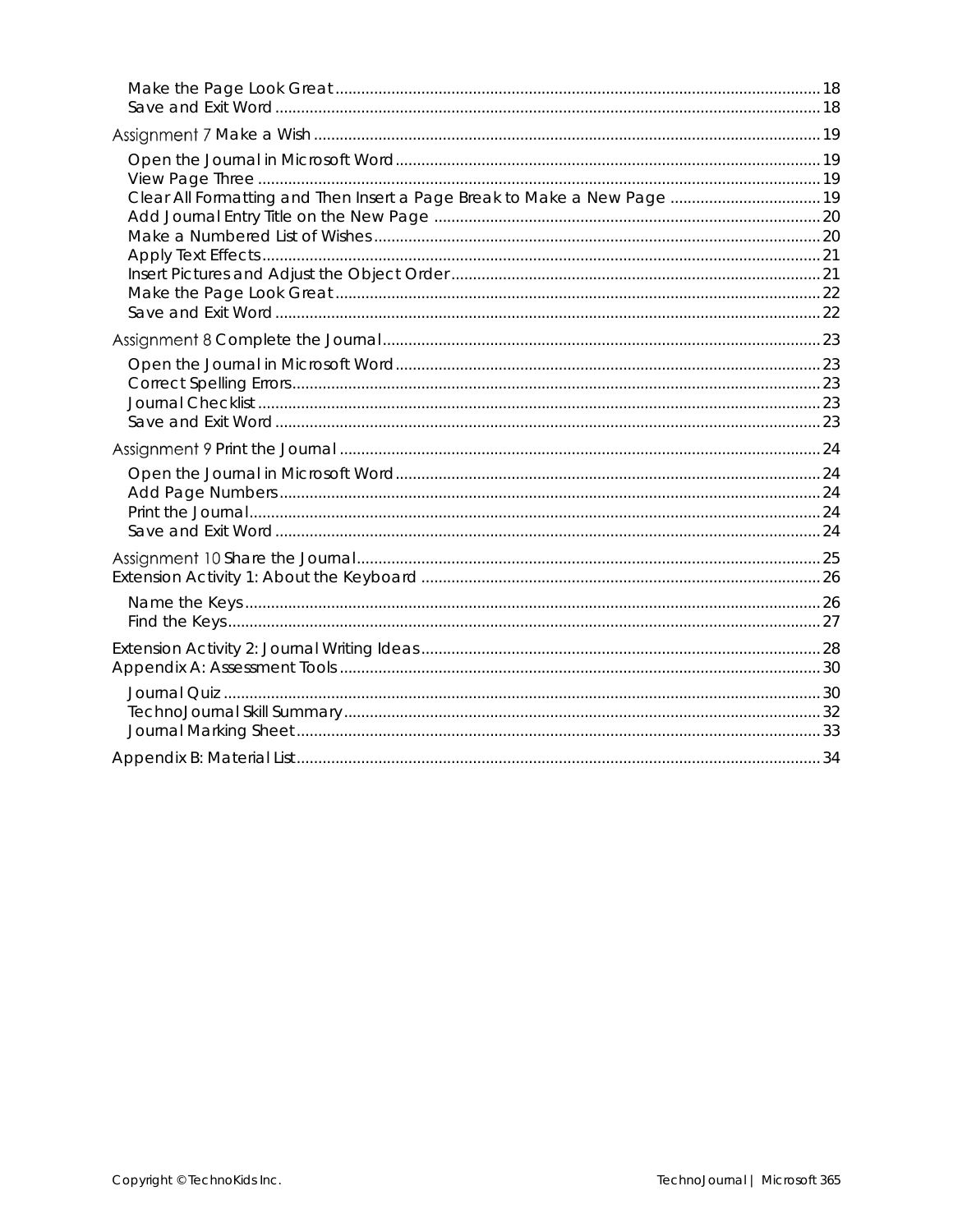- Make the Page Look Great ... 18
- Save and Exit Word ... 18

Assignment 7 Make a Wish ... 19

- Open the Journal in Microsoft Word ... 19
- View Page Three ... 19
- Clear All Formatting and Then Insert a Page Break to Make a New Page ... 19
- Add Journal Entry Title on the New Page ... 20
- Make a Numbered List of Wishes ... 20
- Apply Text Effects ... 21
- Insert Pictures and Adjust the Object Order ... 21
- Make the Page Look Great ... 22
- Save and Exit Word ... 22

Assignment 8 Complete the Journal ... 23

- Open the Journal in Microsoft Word ... 23
- Correct Spelling Errors ... 23
- Journal Checklist ... 23
- Save and Exit Word ... 23

Assignment 9 Print the Journal ... 24

- Open the Journal in Microsoft Word ... 24
- Add Page Numbers ... 24
- Print the Journal ... 24
- Save and Exit Word ... 24

Assignment 10 Share the Journal ... 25

Extension Activity 1: About the Keyboard ... 26

- Name the Keys ... 26
- Find the Keys ... 27

Extension Activity 2: Journal Writing Ideas ... 28

Appendix A: Assessment Tools ... 30

- Journal Quiz ... 30
- TechnoJournal Skill Summary ... 32
- Journal Marking Sheet ... 33

Appendix B: Material List ... 34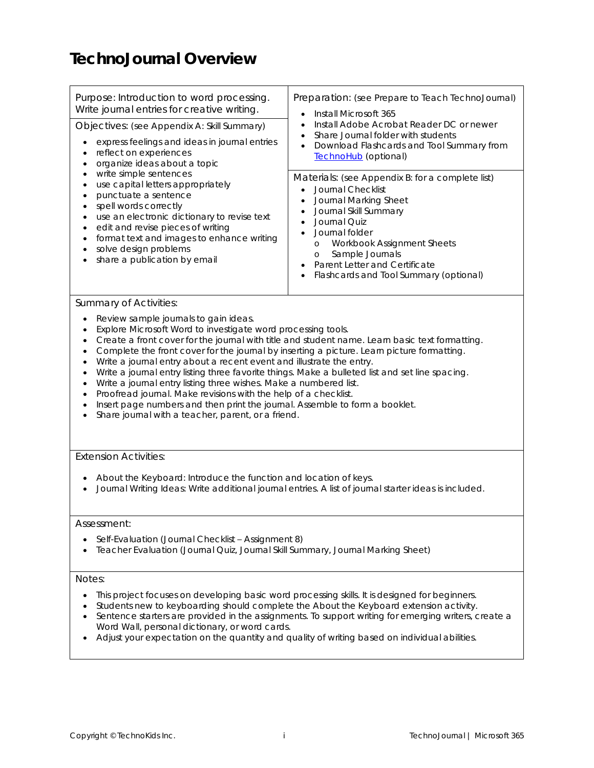# TechnoJournal Overview

Purpose: Introduction to word processing. Write journal entries for creative writing.

Objectives: (see Appendix A: Skill Summary)

- express feelings and ideas in journal entries
- reflect on experiences
- organize ideas about a topic
- write simple sentences
- use capital letters appropriately
- punctuate a sentence
- spell words correctly
- use an electronic dictionary to revise text
- edit and revise pieces of writing
- format text and images to enhance writing
- solve design problems
- share a publication by email

Preparation: (see Prepare to Teach TechnoJournal)

- Install Microsoft 365
- Install Adobe Acrobat Reader DC or newer
- Share Journal folder with students
- Download Flashcards and Tool Summary from TechnoHub (optional)

Materials: (see Appendix B: for a complete list)

- Journal Checklist
- Journal Marking Sheet
- Journal Skill Summary
- Journal Quiz
- Journal folder
  - Workbook Assignment Sheets
  - Sample Journals
- Parent Letter and Certificate
- Flashcards and Tool Summary (optional)

Summary of Activities:

- Review sample journals to gain ideas.
- Explore Microsoft Word to investigate word processing tools.
- Create a front cover for the journal with title and student name. Learn basic text formatting.
- Complete the front cover for the journal by inserting a picture. Learn picture formatting.
- Write a journal entry about a recent event and illustrate the entry.
- Write a journal entry listing three favorite things. Make a bulleted list and set line spacing.
- Write a journal entry listing three wishes. Make a numbered list.
- Proofread journal. Make revisions with the help of a checklist.
- Insert page numbers and then print the journal. Assemble to form a booklet.
- Share journal with a teacher, parent, or a friend.

Extension Activities:

- About the Keyboard: Introduce the function and location of keys.
- Journal Writing Ideas: Write additional journal entries. A list of journal starter ideas is included.

Assessment:

- Self-Evaluation (Journal Checklist – Assignment 8)
- Teacher Evaluation (Journal Quiz, Journal Skill Summary, Journal Marking Sheet)

Notes:

- This project focuses on developing basic word processing skills. It is designed for beginners.
- Students new to keyboarding should complete the About the Keyboard extension activity.
- Sentence starters are provided in the assignments. To support writing for emerging writers, create a Word Wall, personal dictionary, or word cards.
- Adjust your expectation on the quantity and quality of writing based on individual abilities.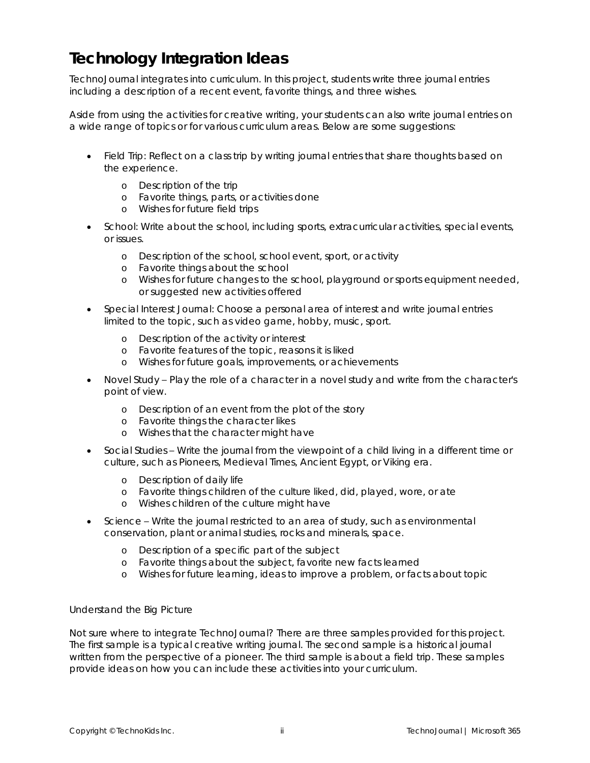# Technology Integration Ideas

TechnoJournal integrates into curriculum. In this project, students write three journal entries including a description of a recent event, favorite things, and three wishes.

Aside from using the activities for creative writing, your students can also write journal entries on a wide range of topics or for various curriculum areas. Below are some suggestions:

- Field Trip: Reflect on a class trip by writing journal entries that share thoughts based on the experience.
  - Description of the trip
  - Favorite things, parts, or activities done
  - Wishes for future field trips
- School: Write about the school, including sports, extracurricular activities, special events, or issues.
  - Description of the school, school event, sport, or activity
  - Favorite things about the school
  - Wishes for future changes to the school, playground or sports equipment needed, or suggested new activities offered
- Special Interest Journal: Choose a personal area of interest and write journal entries limited to the topic, such as video game, hobby, music, sport.
  - Description of the activity or interest
  - Favorite features of the topic, reasons it is liked
  - Wishes for future goals, improvements, or achievements
- Novel Study – Play the role of a character in a novel study and write from the character's point of view.
  - Description of an event from the plot of the story
  - Favorite things the character likes
  - Wishes that the character might have
- Social Studies – Write the journal from the viewpoint of a child living in a different time or culture, such as Pioneers, Medieval Times, Ancient Egypt, or Viking era.
  - Description of daily life
  - Favorite things children of the culture liked, did, played, wore, or ate
  - Wishes children of the culture might have
- Science – Write the journal restricted to an area of study, such as environmental conservation, plant or animal studies, rocks and minerals, space.
  - Description of a specific part of the subject
  - Favorite things about the subject, favorite new facts learned
  - Wishes for future learning, ideas to improve a problem, or facts about topic

Understand the Big Picture

Not sure where to integrate TechnoJournal? There are three samples provided for this project. The first sample is a typical creative writing journal. The second sample is a historical journal written from the perspective of a pioneer. The third sample is about a field trip. These samples provide ideas on how you can include these activities into your curriculum.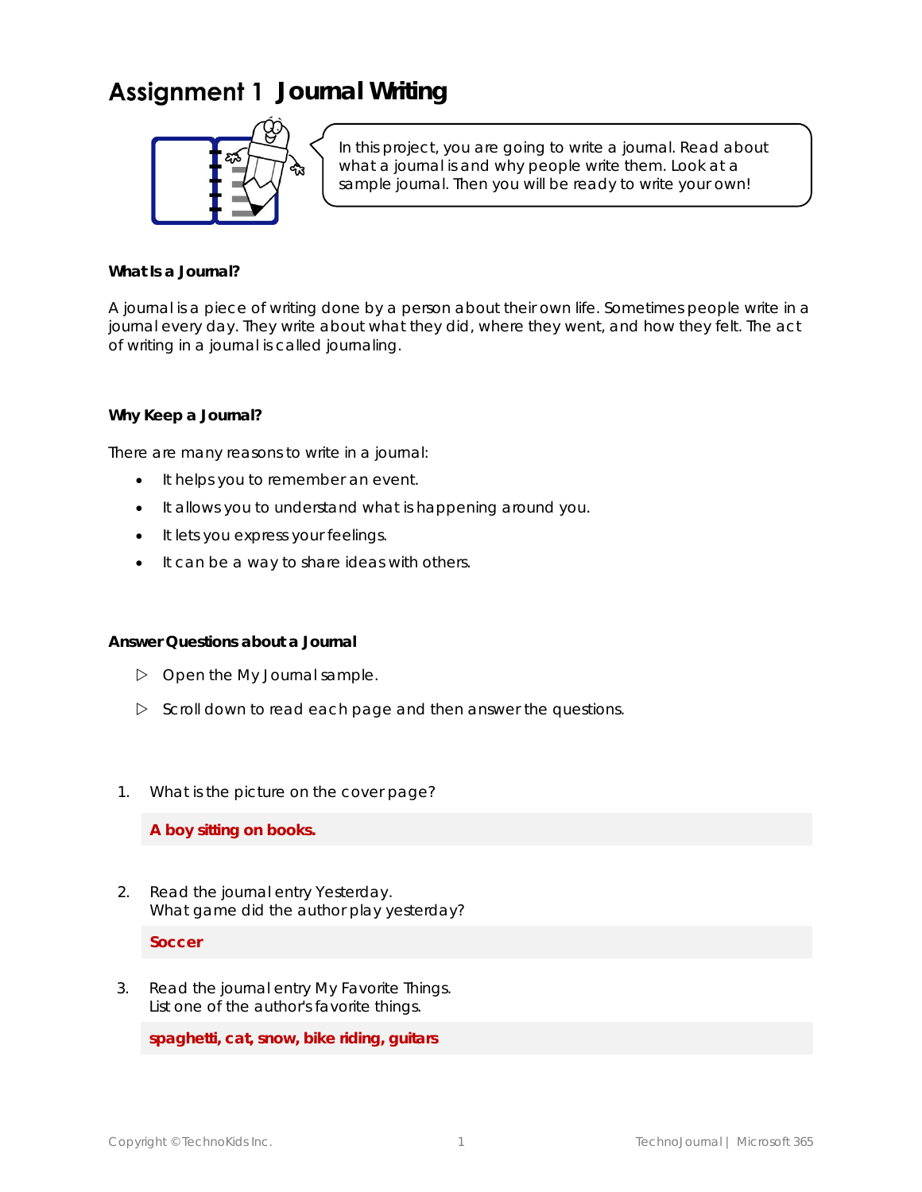# Assignment 1 Journal Writing

In this project, you are going to write a journal. Read about what a journal is and why people write them. Look at a sample journal. Then you will be ready to write your own!

**What Is a Journal?**

A journal is a piece of writing done by a person about their own life. Sometimes people write in a journal every day. They write about what they did, where they went, and how they felt. The act of writing in a journal is called journaling.

**Why Keep a Journal?**

There are many reasons to write in a journal:

- It helps you to remember an event.
- It allows you to understand what is happening around you.
- It lets you express your feelings.
- It can be a way to share ideas with others.

**Answer Questions about a Journal**

▷ Open the My Journal sample.

▷ Scroll down to read each page and then answer the questions.

1. What is the picture on the cover page?

   **A boy sitting on books.**

2. Read the journal entry Yesterday.
   What game did the author play yesterday?

   **Soccer**

3. Read the journal entry My Favorite Things.
   List one of the author's favorite things.

   **spaghetti, cat, snow, bike riding, guitars**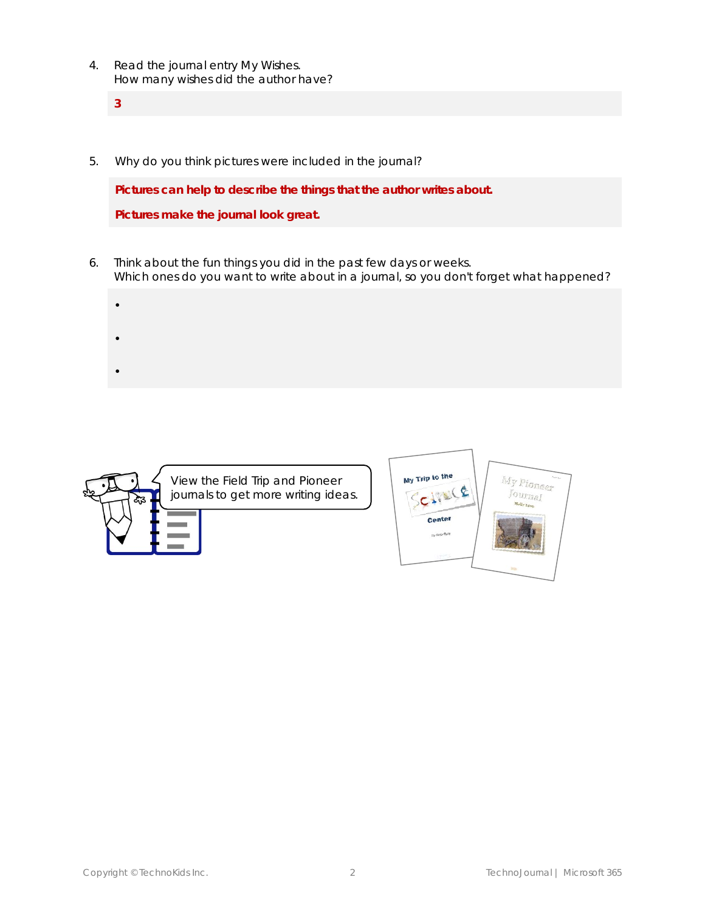4. Read the journal entry My Wishes.
   How many wishes did the author have?

   **3**

5. Why do you think pictures were included in the journal?

   **Pictures can help to describe the things that the author writes about.**

   **Pictures make the journal look great.**

6. Think about the fun things you did in the past few days or weeks.
   Which ones do you want to write about in a journal, so you don't forget what happened?

   •

   •

   •

View the Field Trip and Pioneer journals to get more writing ideas.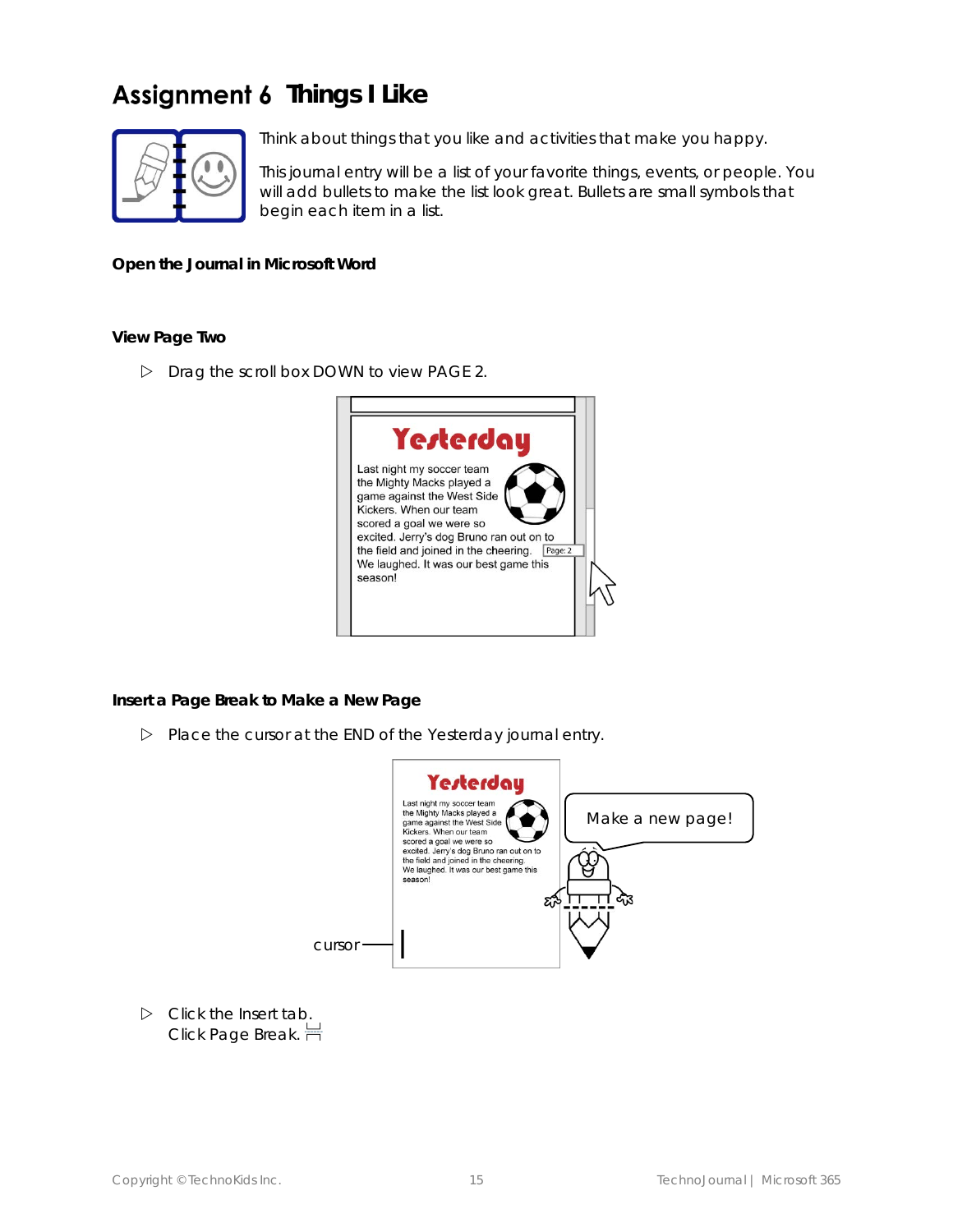# Assignment 6 Things I Like

Think about things that you like and activities that make you happy.

This journal entry will be a list of your favorite things, events, or people. You will add bullets to make the list look great. Bullets are small symbols that begin each item in a list.

**Open the Journal in Microsoft Word**

**View Page Two**

- ▷ Drag the scroll box DOWN to view PAGE 2.

**Insert a Page Break to Make a New Page**

- ▷ Place the cursor at the END of the Yesterday journal entry.

- ▷ Click the Insert tab.
  Click Page Break.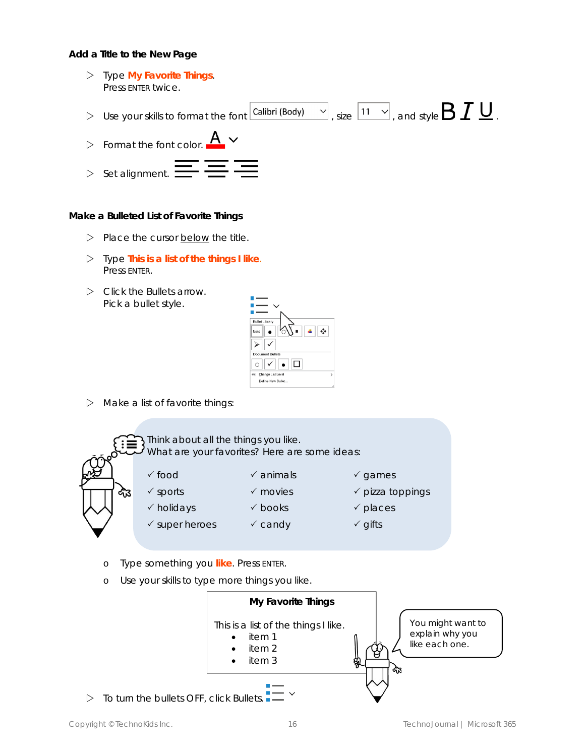### Add a Title to the New Page

- Type **My Favorite Things**.
  Press ENTER twice.
- Use your skills to format the font Calibri (Body), size 11, and style B I U.
- Format the font color.
- Set alignment.

### Make a Bulleted List of Favorite Things

- Place the cursor below the title.
- Type **This is a list of the things I like**.
  Press ENTER.
- Click the Bullets arrow.
  Pick a bullet style.
- Make a list of favorite things:

Think about all the things you like.
What are your favorites? Here are some ideas:

| | | |
|---|---|---|
| ✓ food | ✓ animals | ✓ games |
| ✓ sports | ✓ movies | ✓ pizza toppings |
| ✓ holidays | ✓ books | ✓ places |
| ✓ super heroes | ✓ candy | ✓ gifts |

  - Type something you **like**. Press ENTER.
  - Use your skills to type more things you like.

**My Favorite Things**

This is a list of the things I like.
- item 1
- item 2
- item 3

You might want to explain why you like each one.

- To turn the bullets OFF, click Bullets.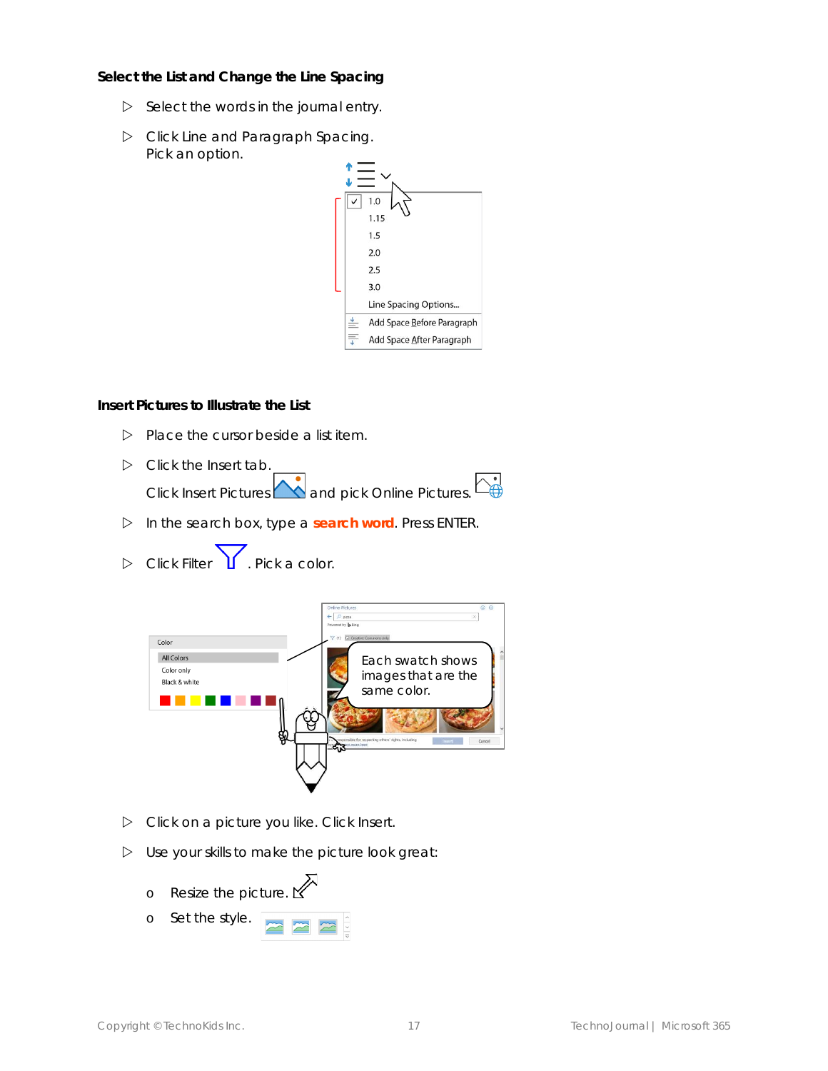### Select the List and Change the Line Spacing

- Select the words in the journal entry.
- Click Line and Paragraph Spacing.
  Pick an option.

### Insert Pictures to Illustrate the List

- Place the cursor beside a list item.
- Click the Insert tab.
  Click Insert Pictures and pick Online Pictures.
- In the search box, type a **search word**. Press ENTER.
- Click Filter . Pick a color.
- Click on a picture you like. Click Insert.
- Use your skills to make the picture look great:
  - Resize the picture.
  - Set the style.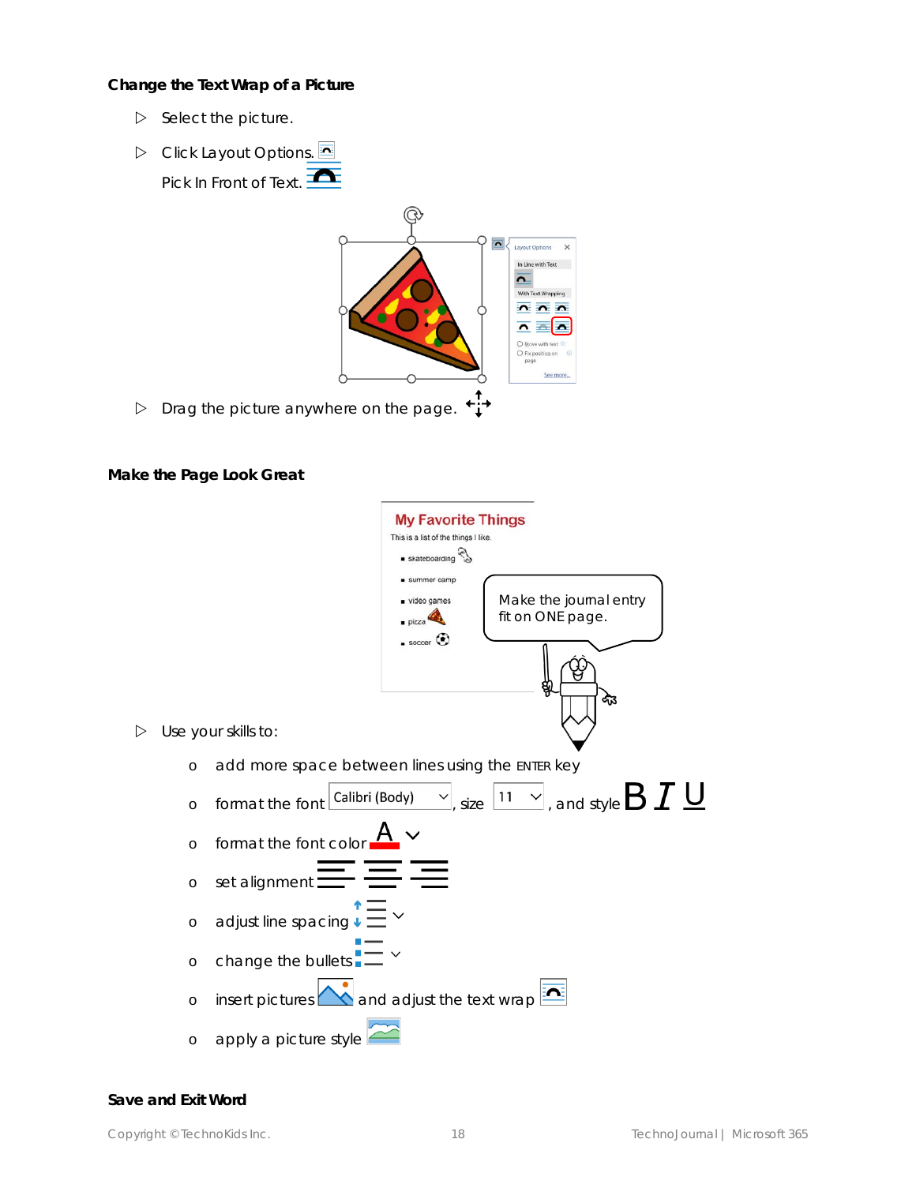### Change the Text Wrap of a Picture

- ▷ Select the picture.
- ▷ Click Layout Options.
  Pick In Front of Text.
- ▷ Drag the picture anywhere on the page.

### Make the Page Look Great

Make the journal entry fit on ONE page.

- ▷ Use your skills to:
  - o add more space between lines using the ENTER key
  - o format the font Calibri (Body), size 11, and style B I U
  - o format the font color
  - o set alignment
  - o adjust line spacing
  - o change the bullets
  - o insert pictures and adjust the text wrap
  - o apply a picture style

### Save and Exit Word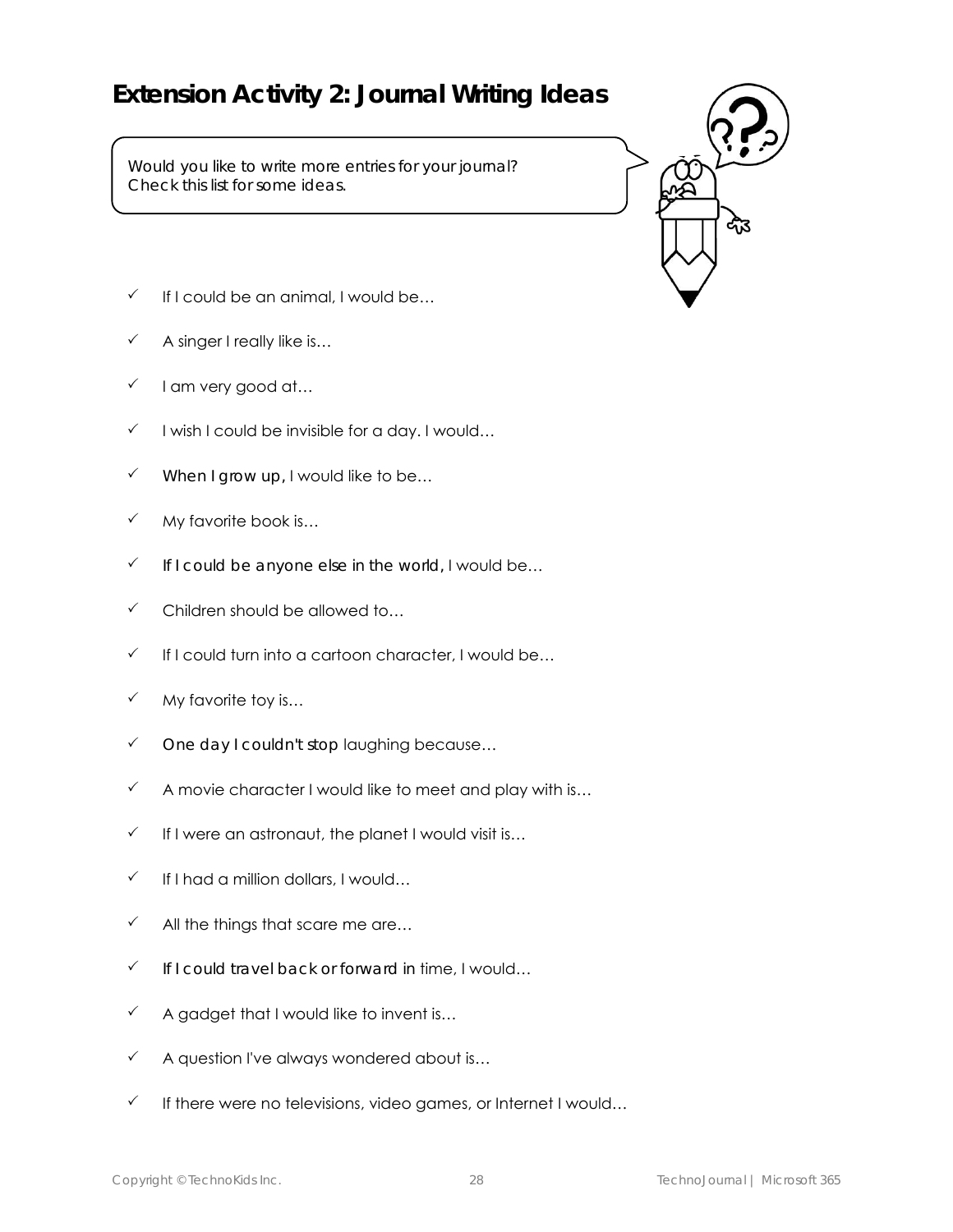## Extension Activity 2: Journal Writing Ideas

Would you like to write more entries for your journal?
Check this list for some ideas.

- ✓ If I could be an animal, I would be…
- ✓ A singer I really like is…
- ✓ I am very good at…
- ✓ I wish I could be invisible for a day. I would…
- ✓ When I grow up, I would like to be…
- ✓ My favorite book is…
- ✓ If I could be anyone else in the world, I would be…
- ✓ Children should be allowed to…
- ✓ If I could turn into a cartoon character, I would be…
- ✓ My favorite toy is…
- ✓ One day I couldn't stop laughing because…
- ✓ A movie character I would like to meet and play with is…
- ✓ If I were an astronaut, the planet I would visit is…
- ✓ If I had a million dollars, I would…
- ✓ All the things that scare me are…
- ✓ If I could travel back or forward in time, I would…
- ✓ A gadget that I would like to invent is…
- ✓ A question I've always wondered about is…
- ✓ If there were no televisions, video games, or Internet I would…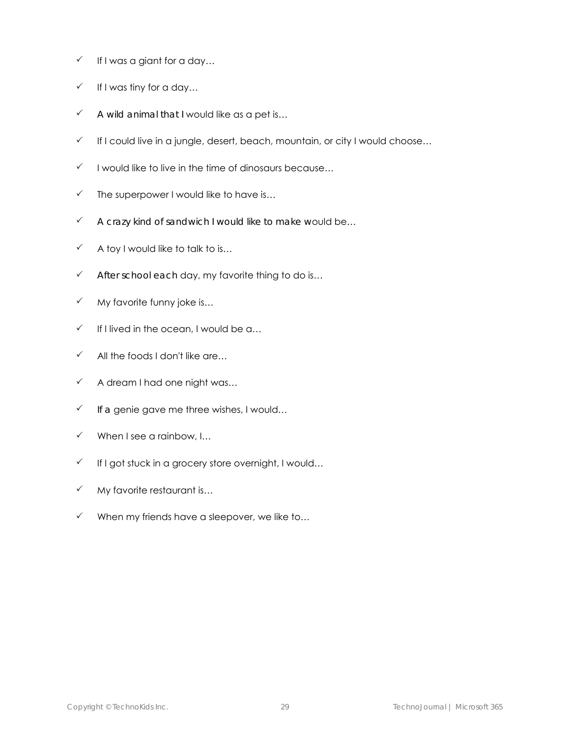- ✓ If I was a giant for a day…
- ✓ If I was tiny for a day…
- ✓ A wild animal that I would like as a pet is…
- ✓ If I could live in a jungle, desert, beach, mountain, or city I would choose…
- ✓ I would like to live in the time of dinosaurs because…
- ✓ The superpower I would like to have is…
- ✓ A crazy kind of sandwich I would like to make would be…
- ✓ A toy I would like to talk to is…
- ✓ After school each day, my favorite thing to do is…
- ✓ My favorite funny joke is…
- ✓ If I lived in the ocean, I would be a…
- ✓ All the foods I don't like are…
- ✓ A dream I had one night was…
- ✓ If a genie gave me three wishes, I would…
- ✓ When I see a rainbow, I…
- ✓ If I got stuck in a grocery store overnight, I would…
- ✓ My favorite restaurant is…
- ✓ When my friends have a sleepover, we like to…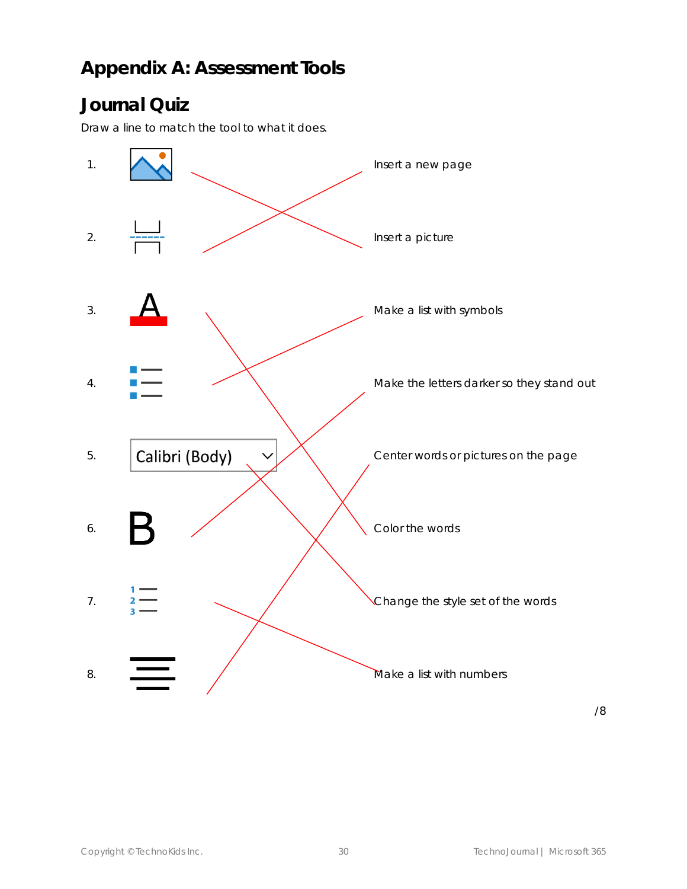# Appendix A: Assessment Tools

## Journal Quiz

Draw a line to match the tool to what it does.

| | | |
|---|---|---|
| 1. | | Insert a new page |
| 2. | | Insert a picture |
| 3. | | Make a list with symbols |
| 4. | | Make the letters darker so they stand out |
| 5. | Calibri (Body) | Center words or pictures on the page |
| 6. | B | Color the words |
| 7. | | Change the style set of the words |
| 8. | | Make a list with numbers |

/8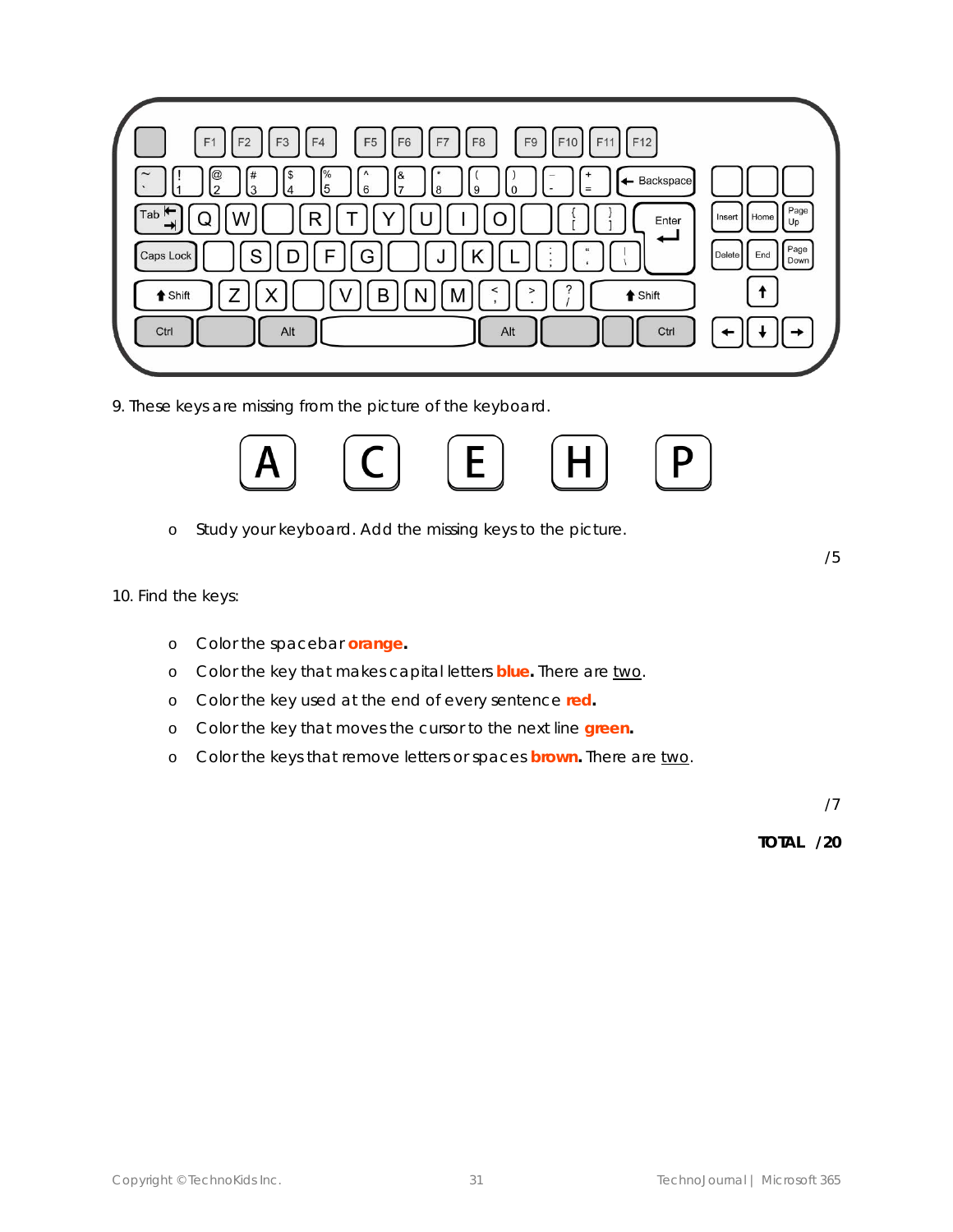9. These keys are missing from the picture of the keyboard.

A C E H P

- Study your keyboard. Add the missing keys to the picture.

/5

10. Find the keys:

- Color the spacebar **orange.**
- Color the key that makes capital letters **blue.** There are <u>two</u>.
- Color the key used at the end of every sentence **red.**
- Color the key that moves the cursor to the next line **green.**
- Color the keys that remove letters or spaces **brown.** There are <u>two</u>.

/7

**TOTAL /20**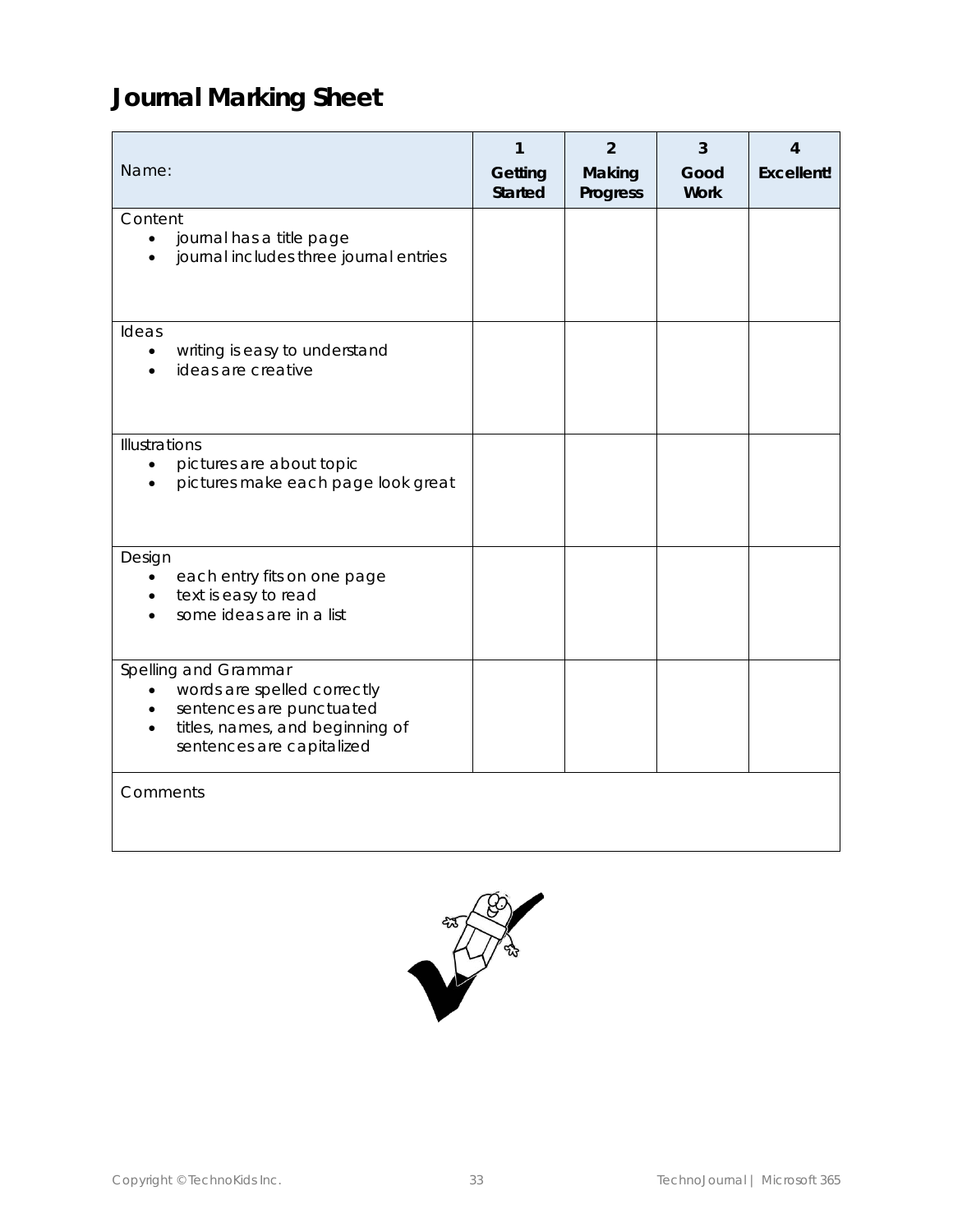# Journal Marking Sheet

| Name: | 1<br>**Getting Started** | 2<br>**Making Progress** | 3<br>**Good Work** | 4<br>**Excellent!** |
|---|---|---|---|---|
| Content<br>• journal has a title page<br>• journal includes three journal entries | | | | |
| Ideas<br>• writing is easy to understand<br>• ideas are creative | | | | |
| Illustrations<br>• pictures are about topic<br>• pictures make each page look great | | | | |
| Design<br>• each entry fits on one page<br>• text is easy to read<br>• some ideas are in a list | | | | |
| Spelling and Grammar<br>• words are spelled correctly<br>• sentences are punctuated<br>• titles, names, and beginning of sentences are capitalized | | | | |
| Comments | | | | |